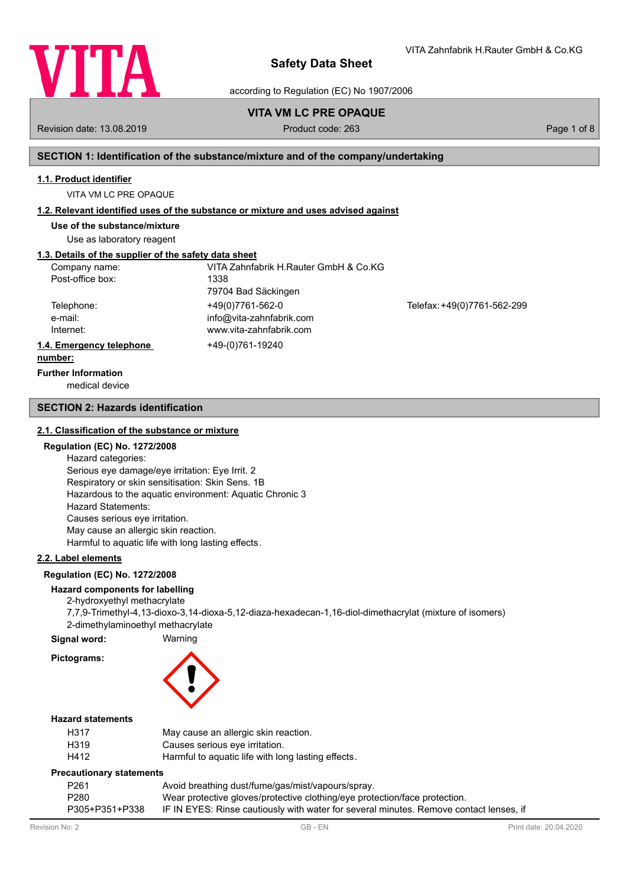# Safety Data Sheet

according to Regulation (EC) No 1907/2006

**VITA VM LC PRE OPAQUE**

Revision date: 13.08.2019 Product code: 263

## SECTION 1: Identification of the substance/mixture and of the company/undertaking

### 1.1. Product identifier

VITA VM LC PRE OPAQUE

### 1.2. Relevant identified uses of the substance or mixture and uses advised against

**Use of the substance/mixture**

Use as laboratory reagent

### 1.3. Details of the supplier of the safety data sheet

| | | |
|---|---|---|
| Company name: | VITA Zahnfabrik H.Rauter GmbH & Co.KG | |
| Post-office box: | 1338 | |
| | 79704 Bad Säckingen | |
| Telephone: | +49(0)7761-562-0 | Telefax: +49(0)7761-562-299 |
| e-mail: | info@vita-zahnfabrik.com | |
| Internet: | www.vita-zahnfabrik.com | |

### 1.4. Emergency telephone number:

+49-(0)761-19240

**Further Information**

medical device

## SECTION 2: Hazards identification

### 2.1. Classification of the substance or mixture

**Regulation (EC) No. 1272/2008**

Hazard categories:
Serious eye damage/eye irritation: Eye Irrit. 2
Respiratory or skin sensitisation: Skin Sens. 1B
Hazardous to the aquatic environment: Aquatic Chronic 3
Hazard Statements:
Causes serious eye irritation.
May cause an allergic skin reaction.
Harmful to aquatic life with long lasting effects.

### 2.2. Label elements

**Regulation (EC) No. 1272/2008**

**Hazard components for labelling**

2-hydroxyethyl methacrylate
7,7,9-Trimethyl-4,13-dioxo-3,14-dioxa-5,12-diaza-hexadecan-1,16-diol-dimethacrylat (mixture of isomers)
2-dimethylaminoethyl methacrylate

**Signal word:** Warning

**Pictograms:**

**Hazard statements**

| | |
|---|---|
| H317 | May cause an allergic skin reaction. |
| H319 | Causes serious eye irritation. |
| H412 | Harmful to aquatic life with long lasting effects. |

**Precautionary statements**

| | |
|---|---|
| P261 | Avoid breathing dust/fume/gas/mist/vapours/spray. |
| P280 | Wear protective gloves/protective clothing/eye protection/face protection. |
| P305+P351+P338 | IF IN EYES: Rinse cautiously with water for several minutes. Remove contact lenses, if |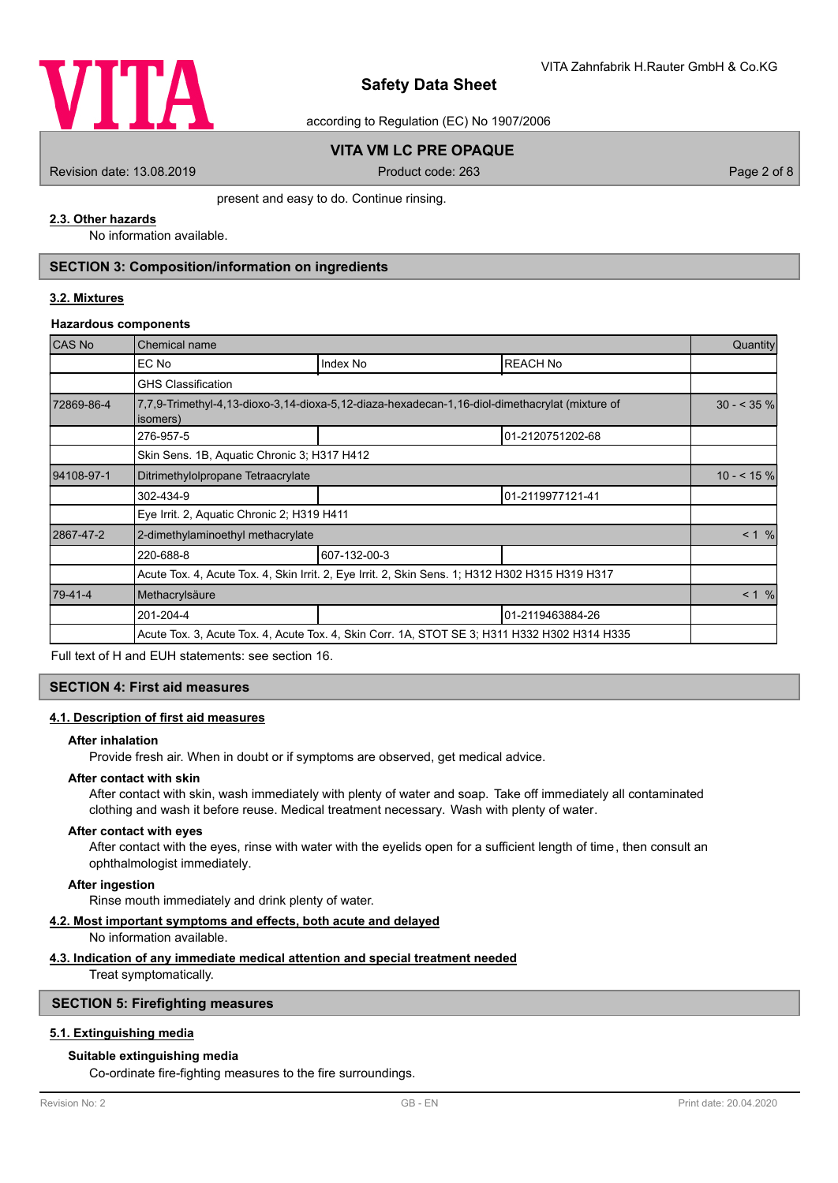present and easy to do. Continue rinsing.

### 2.3. Other hazards

No information available.

## SECTION 3: Composition/information on ingredients

### 3.2. Mixtures

**Hazardous components**

| CAS No | Chemical name | | | Quantity |
|---|---|---|---|---|
| | EC No | Index No | REACH No | |
| | GHS Classification | | | |
| 72869-86-4 | 7,7,9-Trimethyl-4,13-dioxo-3,14-dioxa-5,12-diaza-hexadecan-1,16-diol-dimethacrylat (mixture of isomers) | | | 30 - < 35 % |
| | 276-957-5 | | 01-2120751202-68 | |
| | Skin Sens. 1B, Aquatic Chronic 3; H317 H412 | | | |
| 94108-97-1 | Ditrimethylolpropane Tetraacrylate | | | 10 - < 15 % |
| | 302-434-9 | | 01-2119977121-41 | |
| | Eye Irrit. 2, Aquatic Chronic 2; H319 H411 | | | |
| 2867-47-2 | 2-dimethylaminoethyl methacrylate | | | < 1 % |
| | 220-688-8 | 607-132-00-3 | | |
| | Acute Tox. 4, Acute Tox. 4, Skin Irrit. 2, Eye Irrit. 2, Skin Sens. 1; H312 H302 H315 H319 H317 | | | |
| 79-41-4 | Methacrylsäure | | | < 1 % |
| | 201-204-4 | | 01-2119463884-26 | |
| | Acute Tox. 3, Acute Tox. 4, Acute Tox. 4, Skin Corr. 1A, STOT SE 3; H311 H332 H302 H314 H335 | | | |

Full text of H and EUH statements: see section 16.

## SECTION 4: First aid measures

### 4.1. Description of first aid measures

**After inhalation**

Provide fresh air. When in doubt or if symptoms are observed, get medical advice.

**After contact with skin**

After contact with skin, wash immediately with plenty of water and soap. Take off immediately all contaminated clothing and wash it before reuse. Medical treatment necessary. Wash with plenty of water.

**After contact with eyes**

After contact with the eyes, rinse with water with the eyelids open for a sufficient length of time, then consult an ophthalmologist immediately.

**After ingestion**

Rinse mouth immediately and drink plenty of water.

### 4.2. Most important symptoms and effects, both acute and delayed

No information available.

### 4.3. Indication of any immediate medical attention and special treatment needed

Treat symptomatically.

## SECTION 5: Firefighting measures

### 5.1. Extinguishing media

**Suitable extinguishing media**

Co-ordinate fire-fighting measures to the fire surroundings.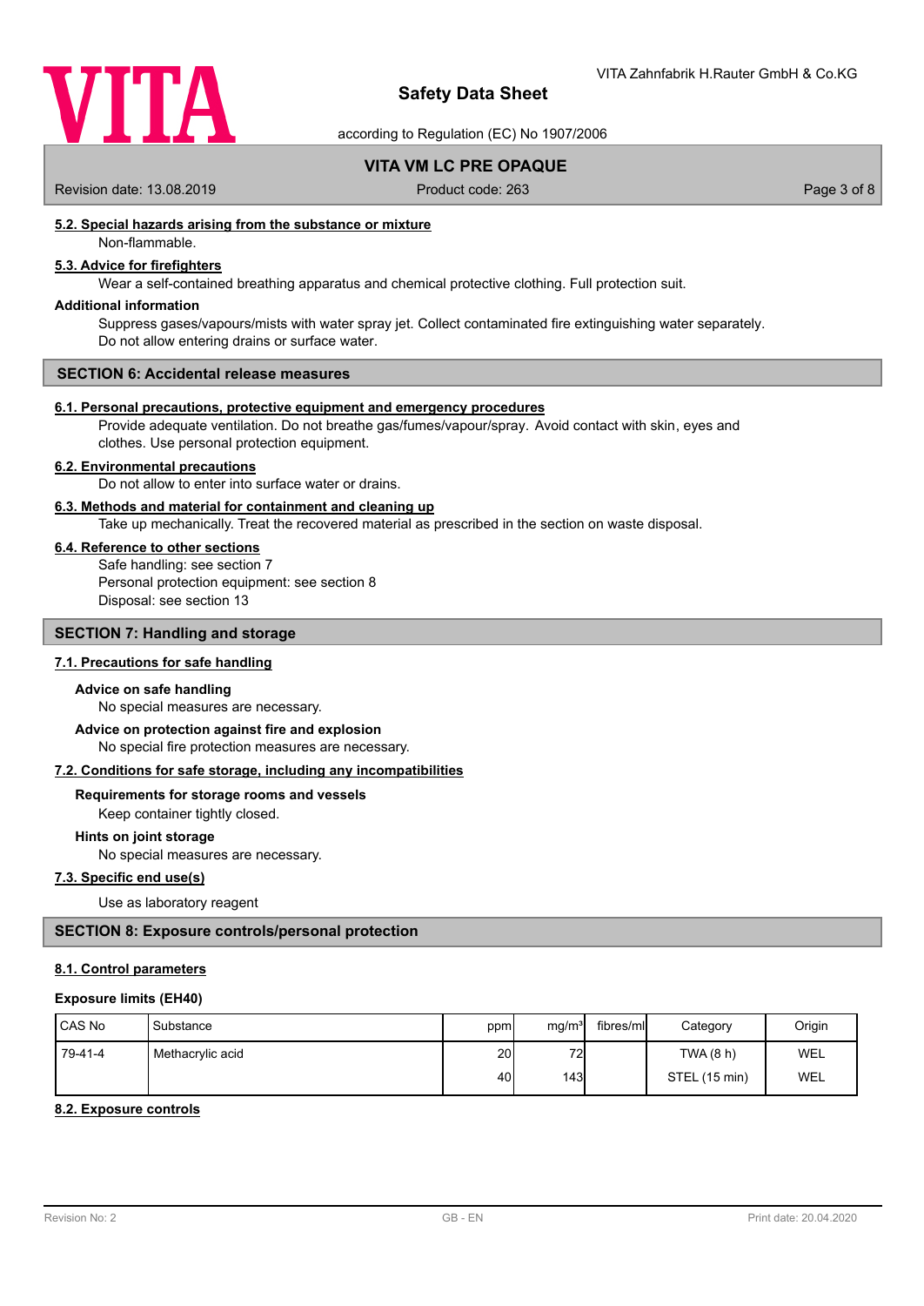#### 5.2. Special hazards arising from the substance or mixture

Non-flammable.

#### 5.3. Advice for firefighters

Wear a self-contained breathing apparatus and chemical protective clothing. Full protection suit.

**Additional information**

Suppress gases/vapours/mists with water spray jet. Collect contaminated fire extinguishing water separately. Do not allow entering drains or surface water.

## SECTION 6: Accidental release measures

#### 6.1. Personal precautions, protective equipment and emergency procedures

Provide adequate ventilation. Do not breathe gas/fumes/vapour/spray. Avoid contact with skin, eyes and clothes. Use personal protection equipment.

#### 6.2. Environmental precautions

Do not allow to enter into surface water or drains.

#### 6.3. Methods and material for containment and cleaning up

Take up mechanically. Treat the recovered material as prescribed in the section on waste disposal.

#### 6.4. Reference to other sections

Safe handling: see section 7
Personal protection equipment: see section 8
Disposal: see section 13

## SECTION 7: Handling and storage

#### 7.1. Precautions for safe handling

**Advice on safe handling**

No special measures are necessary.

**Advice on protection against fire and explosion**

No special fire protection measures are necessary.

#### 7.2. Conditions for safe storage, including any incompatibilities

**Requirements for storage rooms and vessels**

Keep container tightly closed.

**Hints on joint storage**

No special measures are necessary.

#### 7.3. Specific end use(s)

Use as laboratory reagent

## SECTION 8: Exposure controls/personal protection

#### 8.1. Control parameters

**Exposure limits (EH40)**

| CAS No | Substance | ppm | mg/m³ | fibres/ml | Category | Origin |
|---|---|---|---|---|---|---|
| 79-41-4 | Methacrylic acid | 20 | 72 | | TWA (8 h) | WEL |
| | | 40 | 143 | | STEL (15 min) | WEL |

#### 8.2. Exposure controls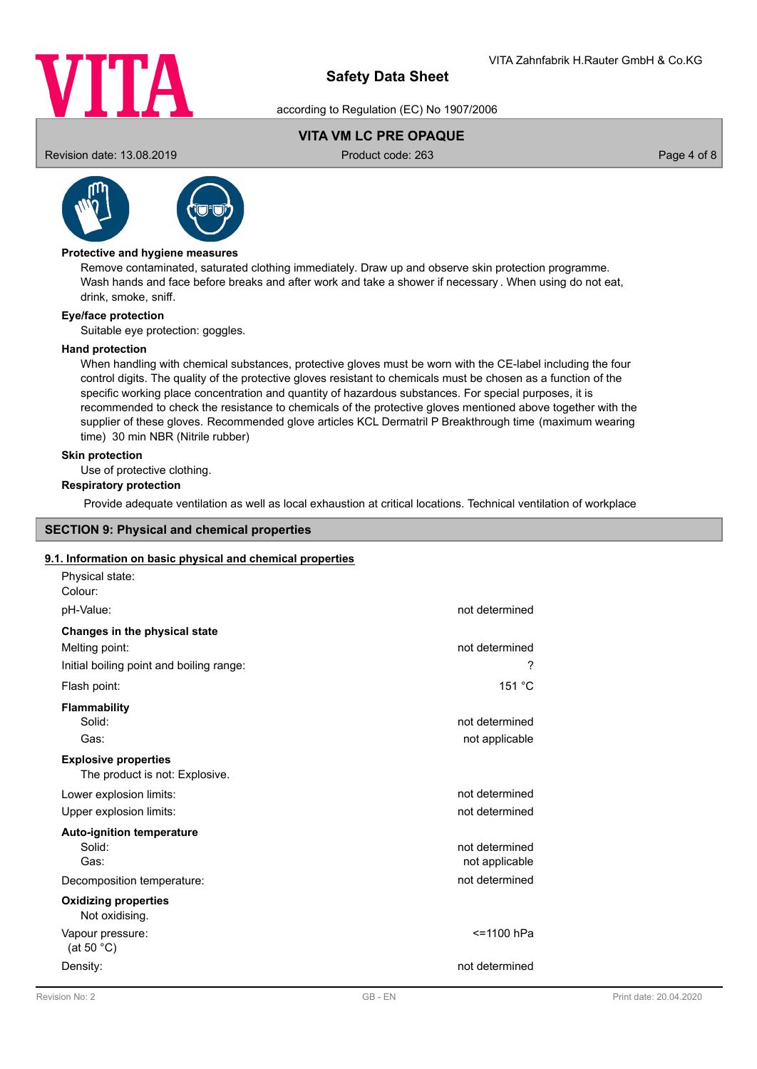**Protective and hygiene measures**

Remove contaminated, saturated clothing immediately. Draw up and observe skin protection programme. Wash hands and face before breaks and after work and take a shower if necessary . When using do not eat, drink, smoke, sniff.

**Eye/face protection**

Suitable eye protection: goggles.

**Hand protection**

When handling with chemical substances, protective gloves must be worn with the CE-label including the four control digits. The quality of the protective gloves resistant to chemicals must be chosen as a function of the specific working place concentration and quantity of hazardous substances. For special purposes, it is recommended to check the resistance to chemicals of the protective gloves mentioned above together with the supplier of these gloves. Recommended glove articles KCL Dermatril P Breakthrough time (maximum wearing time) 30 min NBR (Nitrile rubber)

**Skin protection**

Use of protective clothing.

**Respiratory protection**

Provide adequate ventilation as well as local exhaustion at critical locations. Technical ventilation of workplace

## SECTION 9: Physical and chemical properties

### 9.1. Information on basic physical and chemical properties

| | |
|---|---|
| Physical state: | |
| Colour: | |
| pH-Value: | not determined |
| **Changes in the physical state** | |
| Melting point: | not determined |
| Initial boiling point and boiling range: | ? |
| Flash point: | 151 °C |
| **Flammability** | |
| Solid: | not determined |
| Gas: | not applicable |
| **Explosive properties** | |
| The product is not: Explosive. | |
| Lower explosion limits: | not determined |
| Upper explosion limits: | not determined |
| **Auto-ignition temperature** | |
| Solid: | not determined |
| Gas: | not applicable |
| Decomposition temperature: | not determined |
| **Oxidizing properties** | |
| Not oxidising. | |
| Vapour pressure: (at 50 °C) | <=1100 hPa |
| Density: | not determined |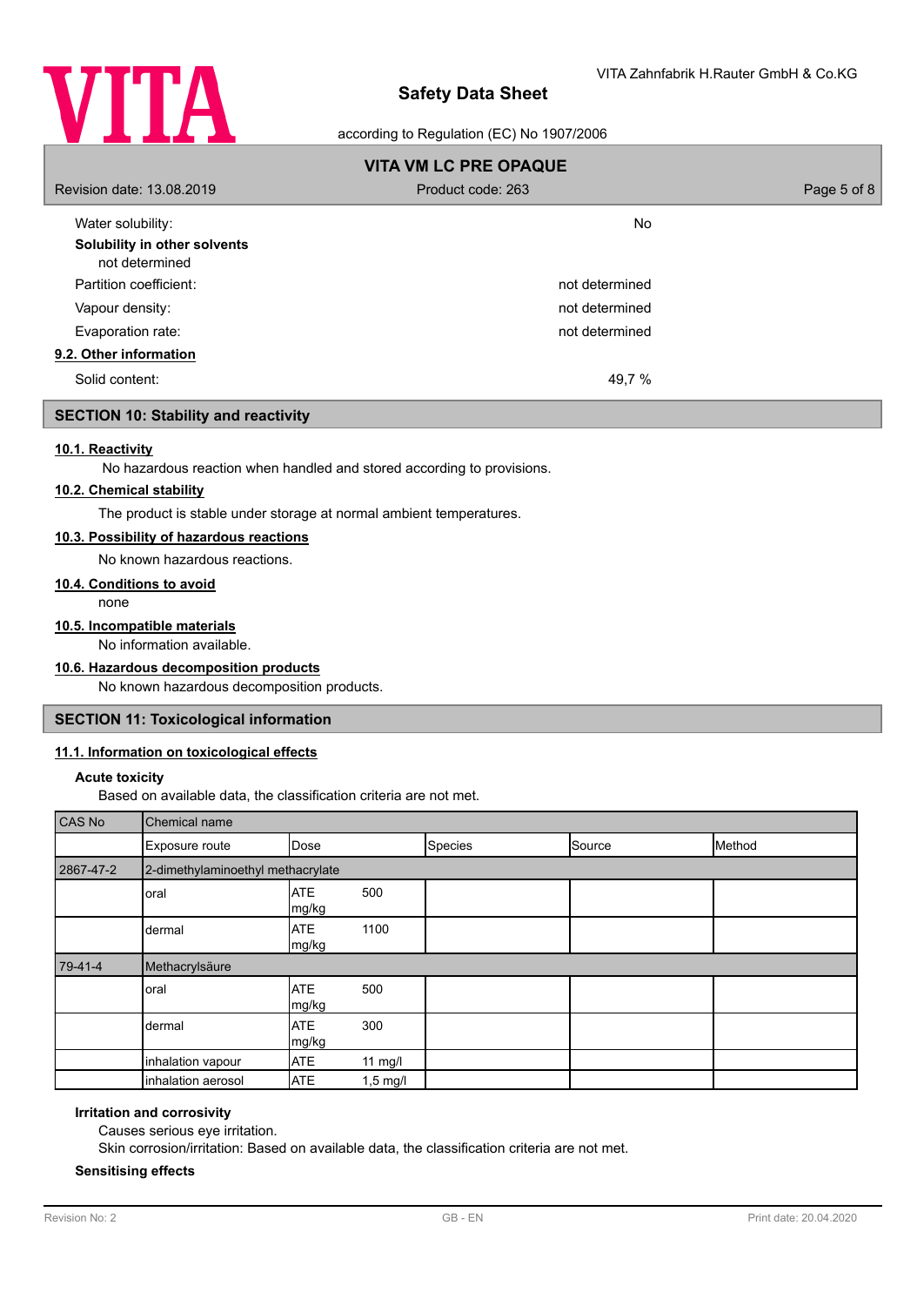Water solubility: No

**Solubility in other solvents**

not determined

Partition coefficient: not determined

Vapour density: not determined

Evaporation rate: not determined

### 9.2. Other information

Solid content: 49,7 %

## SECTION 10: Stability and reactivity

### 10.1. Reactivity

No hazardous reaction when handled and stored according to provisions.

### 10.2. Chemical stability

The product is stable under storage at normal ambient temperatures.

### 10.3. Possibility of hazardous reactions

No known hazardous reactions.

### 10.4. Conditions to avoid

none

### 10.5. Incompatible materials

No information available.

### 10.6. Hazardous decomposition products

No known hazardous decomposition products.

## SECTION 11: Toxicological information

### 11.1. Information on toxicological effects

**Acute toxicity**

Based on available data, the classification criteria are not met.

| CAS No | Chemical name | | | | |
|---|---|---|---|---|---|
| | Exposure route | Dose | Species | Source | Method |
| 2867-47-2 | 2-dimethylaminoethyl methacrylate | | | | |
| | oral | ATE 500 mg/kg | | | |
| | dermal | ATE 1100 mg/kg | | | |
| 79-41-4 | Methacrylsäure | | | | |
| | oral | ATE 500 mg/kg | | | |
| | dermal | ATE 300 mg/kg | | | |
| | inhalation vapour | ATE 11 mg/l | | | |
| | inhalation aerosol | ATE 1,5 mg/l | | | |

**Irritation and corrosivity**

Causes serious eye irritation.

Skin corrosion/irritation: Based on available data, the classification criteria are not met.

**Sensitising effects**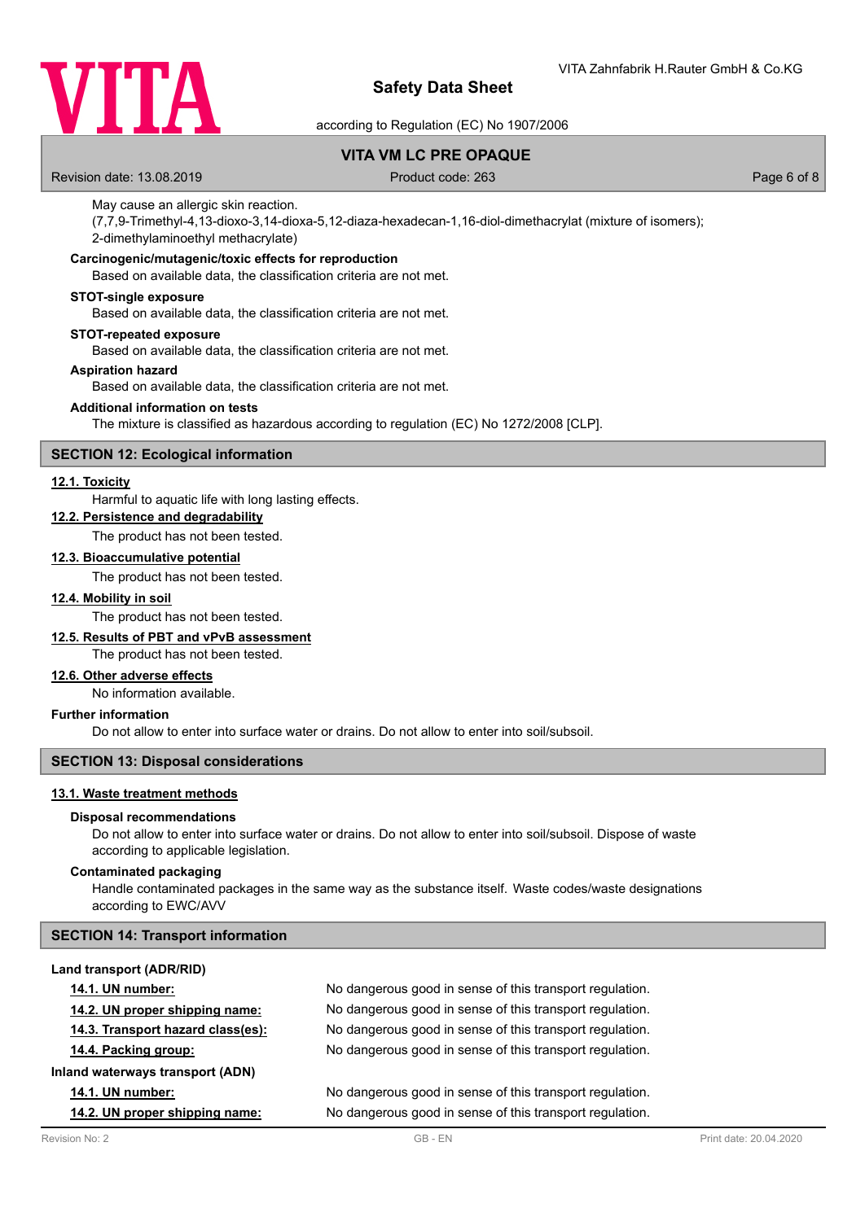May cause an allergic skin reaction.
(7,7,9-Trimethyl-4,13-dioxo-3,14-dioxa-5,12-diaza-hexadecan-1,16-diol-dimethacrylat (mixture of isomers); 2-dimethylaminoethyl methacrylate)

**Carcinogenic/mutagenic/toxic effects for reproduction**

Based on available data, the classification criteria are not met.

**STOT-single exposure**

Based on available data, the classification criteria are not met.

**STOT-repeated exposure**

Based on available data, the classification criteria are not met.

**Aspiration hazard**

Based on available data, the classification criteria are not met.

**Additional information on tests**

The mixture is classified as hazardous according to regulation (EC) No 1272/2008 [CLP].

## SECTION 12: Ecological information

### 12.1. Toxicity

Harmful to aquatic life with long lasting effects.

### 12.2. Persistence and degradability

The product has not been tested.

### 12.3. Bioaccumulative potential

The product has not been tested.

### 12.4. Mobility in soil

The product has not been tested.

### 12.5. Results of PBT and vPvB assessment

The product has not been tested.

### 12.6. Other adverse effects

No information available.

**Further information**

Do not allow to enter into surface water or drains. Do not allow to enter into soil/subsoil.

## SECTION 13: Disposal considerations

### 13.1. Waste treatment methods

**Disposal recommendations**

Do not allow to enter into surface water or drains. Do not allow to enter into soil/subsoil. Dispose of waste according to applicable legislation.

**Contaminated packaging**

Handle contaminated packages in the same way as the substance itself. Waste codes/waste designations according to EWC/AVV

## SECTION 14: Transport information

**Land transport (ADR/RID)**

| | |
|---|---|
| **14.1. UN number:** | No dangerous good in sense of this transport regulation. |
| **14.2. UN proper shipping name:** | No dangerous good in sense of this transport regulation. |
| **14.3. Transport hazard class(es):** | No dangerous good in sense of this transport regulation. |
| **14.4. Packing group:** | No dangerous good in sense of this transport regulation. |

**Inland waterways transport (ADN)**

| | |
|---|---|
| **14.1. UN number:** | No dangerous good in sense of this transport regulation. |
| **14.2. UN proper shipping name:** | No dangerous good in sense of this transport regulation. |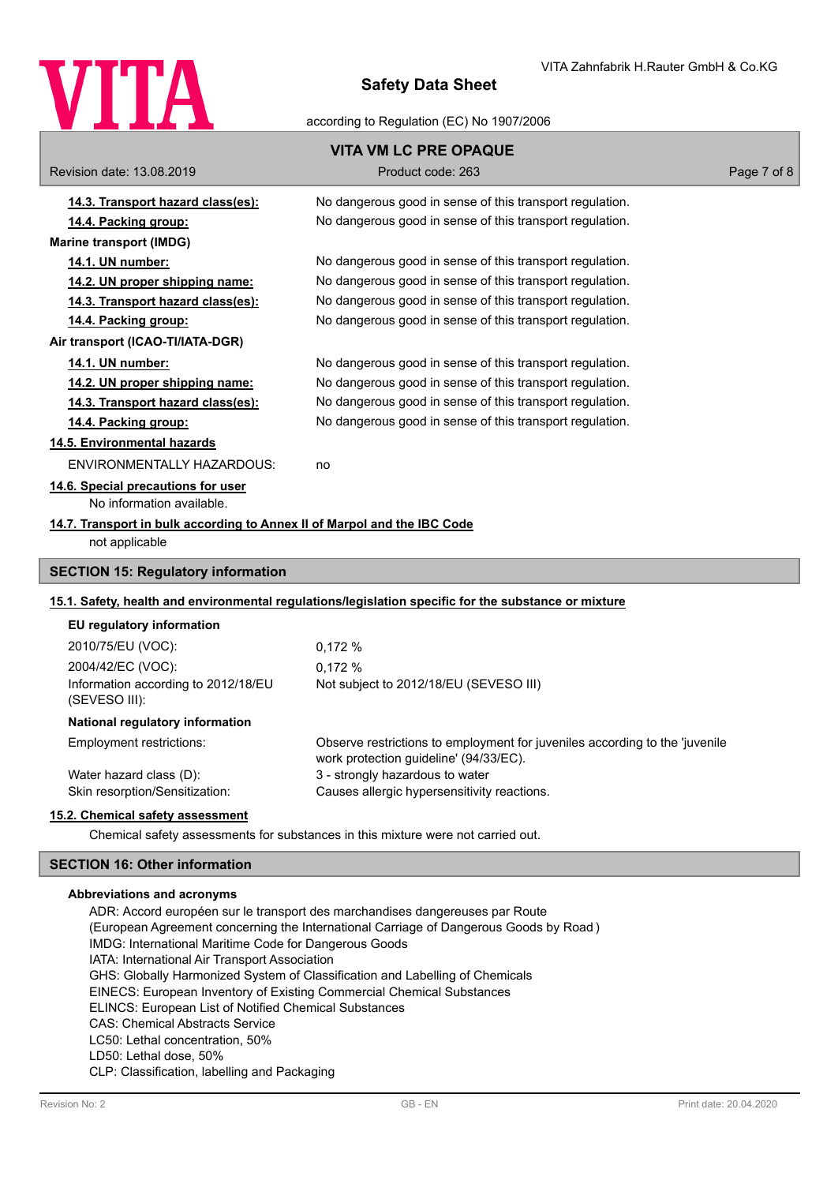**14.3. Transport hazard class(es):** No dangerous good in sense of this transport regulation.

**14.4. Packing group:** No dangerous good in sense of this transport regulation.

**Marine transport (IMDG)**

**14.1. UN number:** No dangerous good in sense of this transport regulation.

**14.2. UN proper shipping name:** No dangerous good in sense of this transport regulation.

**14.3. Transport hazard class(es):** No dangerous good in sense of this transport regulation.

**14.4. Packing group:** No dangerous good in sense of this transport regulation.

**Air transport (ICAO-TI/IATA-DGR)**

**14.1. UN number:** No dangerous good in sense of this transport regulation.

**14.2. UN proper shipping name:** No dangerous good in sense of this transport regulation.

**14.3. Transport hazard class(es):** No dangerous good in sense of this transport regulation.

**14.4. Packing group:** No dangerous good in sense of this transport regulation.

**14.5. Environmental hazards**

ENVIRONMENTALLY HAZARDOUS: no

**14.6. Special precautions for user**

No information available.

**14.7. Transport in bulk according to Annex II of Marpol and the IBC Code**

not applicable

## SECTION 15: Regulatory information

**15.1. Safety, health and environmental regulations/legislation specific for the substance or mixture**

**EU regulatory information**

2010/75/EU (VOC): 0,172 %

2004/42/EC (VOC): 0,172 %

Information according to 2012/18/EU (SEVESO III): Not subject to 2012/18/EU (SEVESO III)

**National regulatory information**

Employment restrictions: Observe restrictions to employment for juveniles according to the 'juvenile work protection guideline' (94/33/EC).

Water hazard class (D): 3 - strongly hazardous to water

Skin resorption/Sensitization: Causes allergic hypersensitivity reactions.

**15.2. Chemical safety assessment**

Chemical safety assessments for substances in this mixture were not carried out.

## SECTION 16: Other information

**Abbreviations and acronyms**

ADR: Accord européen sur le transport des marchandises dangereuses par Route
(European Agreement concerning the International Carriage of Dangerous Goods by Road )
IMDG: International Maritime Code for Dangerous Goods
IATA: International Air Transport Association
GHS: Globally Harmonized System of Classification and Labelling of Chemicals
EINECS: European Inventory of Existing Commercial Chemical Substances
ELINCS: European List of Notified Chemical Substances
CAS: Chemical Abstracts Service
LC50: Lethal concentration, 50%
LD50: Lethal dose, 50%
CLP: Classification, labelling and Packaging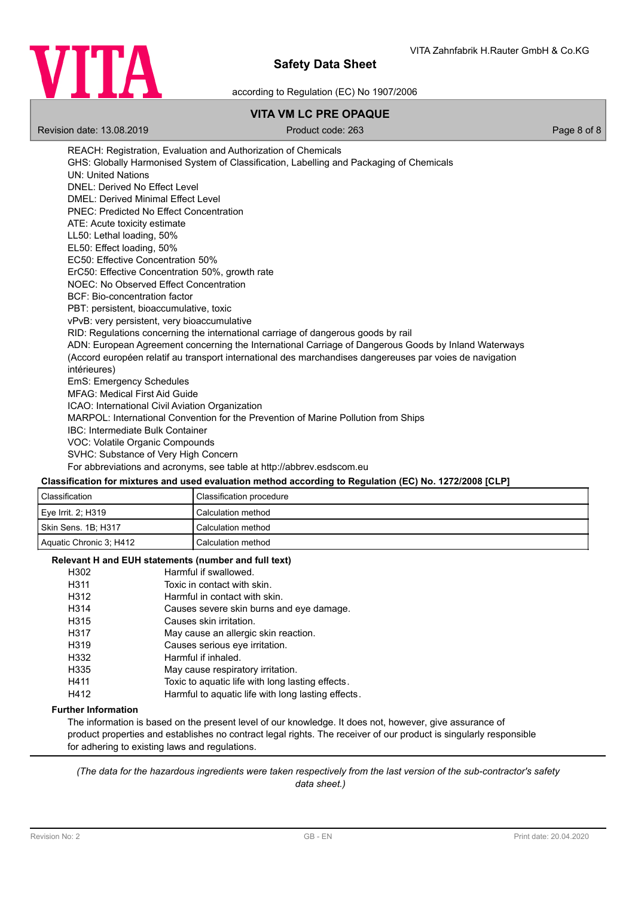REACH: Registration, Evaluation and Authorization of Chemicals
GHS: Globally Harmonised System of Classification, Labelling and Packaging of Chemicals
UN: United Nations
DNEL: Derived No Effect Level
DMEL: Derived Minimal Effect Level
PNEC: Predicted No Effect Concentration
ATE: Acute toxicity estimate
LL50: Lethal loading, 50%
EL50: Effect loading, 50%
EC50: Effective Concentration 50%
ErC50: Effective Concentration 50%, growth rate
NOEC: No Observed Effect Concentration
BCF: Bio-concentration factor
PBT: persistent, bioaccumulative, toxic
vPvB: very persistent, very bioaccumulative
RID: Regulations concerning the international carriage of dangerous goods by rail
ADN: European Agreement concerning the International Carriage of Dangerous Goods by Inland Waterways (Accord européen relatif au transport international des marchandises dangereuses par voies de navigation intérieures)
EmS: Emergency Schedules
MFAG: Medical First Aid Guide
ICAO: International Civil Aviation Organization
MARPOL: International Convention for the Prevention of Marine Pollution from Ships
IBC: Intermediate Bulk Container
VOC: Volatile Organic Compounds
SVHC: Substance of Very High Concern
For abbreviations and acronyms, see table at http://abbrev.esdscom.eu

**Classification for mixtures and used evaluation method according to Regulation (EC) No. 1272/2008 [CLP]**

| Classification | Classification procedure |
|---|---|
| Eye Irrit. 2; H319 | Calculation method |
| Skin Sens. 1B; H317 | Calculation method |
| Aquatic Chronic 3; H412 | Calculation method |

**Relevant H and EUH statements (number and full text)**

| | |
|---|---|
| H302 | Harmful if swallowed. |
| H311 | Toxic in contact with skin. |
| H312 | Harmful in contact with skin. |
| H314 | Causes severe skin burns and eye damage. |
| H315 | Causes skin irritation. |
| H317 | May cause an allergic skin reaction. |
| H319 | Causes serious eye irritation. |
| H332 | Harmful if inhaled. |
| H335 | May cause respiratory irritation. |
| H411 | Toxic to aquatic life with long lasting effects. |
| H412 | Harmful to aquatic life with long lasting effects. |

**Further Information**

The information is based on the present level of our knowledge. It does not, however, give assurance of product properties and establishes no contract legal rights. The receiver of our product is singularly responsible for adhering to existing laws and regulations.

*(The data for the hazardous ingredients were taken respectively from the last version of the sub-contractor's safety data sheet.)*